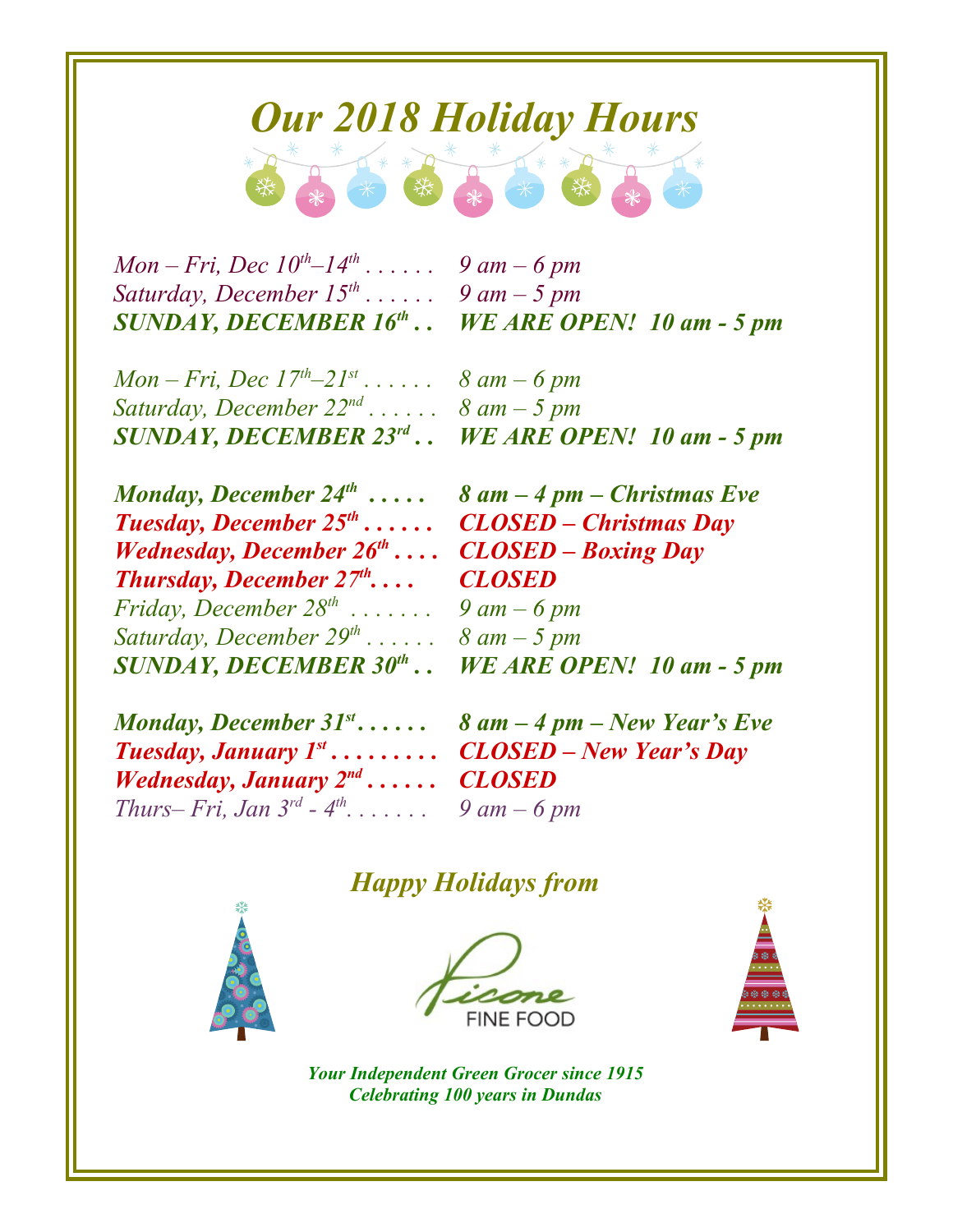# *Our 2018 Holiday Hours*

*Mon – Fri, Dec 10th–14th . . . . . .* *9 am – 6 pm*
*Saturday, December 15th . . . . . .* *9 am – 5 pm*
***SUNDAY, DECEMBER 16th . .*** ***WE ARE OPEN! 10 am - 5 pm***

*Mon – Fri, Dec 17th–21st . . . . . .* *8 am – 6 pm*
*Saturday, December 22nd . . . . . .* *8 am – 5 pm*
***SUNDAY, DECEMBER 23rd . .*** ***WE ARE OPEN! 10 am - 5 pm***

***Monday, December 24th . . . . .*** ***8 am – 4 pm – Christmas Eve***
***Tuesday, December 25th . . . . . .*** ***CLOSED – Christmas Day***
***Wednesday, December 26th . . . .*** ***CLOSED – Boxing Day***
***Thursday, December 27th. . . .*** ***CLOSED***
*Friday, December 28th . . . . . . .* *9 am – 6 pm*
*Saturday, December 29th . . . . . .* *8 am – 5 pm*
***SUNDAY, DECEMBER 30th . .*** ***WE ARE OPEN! 10 am - 5 pm***

***Monday, December 31st . . . . . .*** ***8 am – 4 pm – New Year's Eve***
***Tuesday, January 1st . . . . . . . . .*** ***CLOSED – New Year's Day***
***Wednesday, January 2nd . . . . . .*** ***CLOSED***
*Thurs– Fri, Jan 3rd - 4th. . . . . . .* *9 am – 6 pm*

## *Happy Holidays from*

Pisone
FINE FOOD

***Your Independent Green Grocer since 1915***
***Celebrating 100 years in Dundas***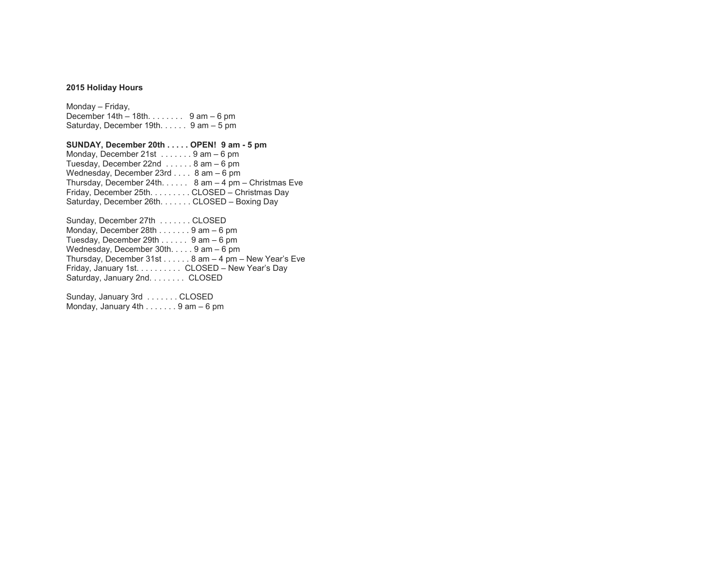**2015 Holiday Hours**

Monday – Friday,
December 14th – 18th. . . . . . . .  9 am – 6 pm
Saturday, December 19th. . . . . .  9 am – 5 pm

**SUNDAY, December 20th . . . . . OPEN!  9 am - 5 pm**
Monday, December 21st  . . . . . . . 9 am – 6 pm
Tuesday, December 22nd  . . . . . . 8 am – 6 pm
Wednesday, December 23rd . . . .  8 am – 6 pm
Thursday, December 24th. . . . . .   8 am – 4 pm – Christmas Eve
Friday, December 25th. . . . . . . . . CLOSED – Christmas Day
Saturday, December 26th. . . . . . . CLOSED – Boxing Day

Sunday, December 27th  . . . . . . . CLOSED
Monday, December 28th . . . . . . . 9 am – 6 pm
Tuesday, December 29th . . . . . .  9 am – 6 pm
Wednesday, December 30th. . . . . 9 am – 6 pm
Thursday, December 31st . . . . . . 8 am – 4 pm – New Year's Eve
Friday, January 1st. . . . . . . . . .  CLOSED – New Year's Day
Saturday, January 2nd. . . . . . . .  CLOSED

Sunday, January 3rd  . . . . . . . CLOSED
Monday, January 4th . . . . . . . 9 am – 6 pm